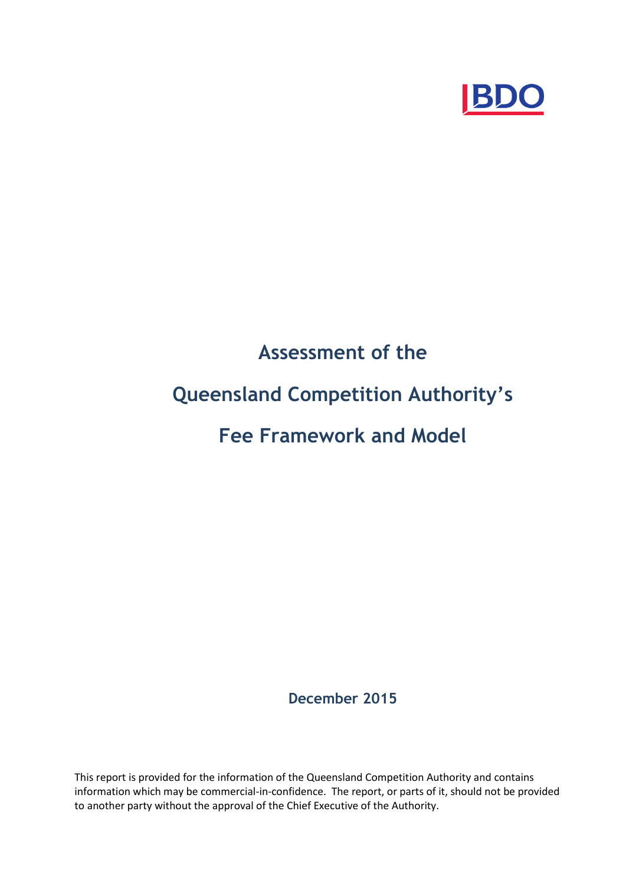BDO

# Assessment of the Queensland Competition Authority's Fee Framework and Model

**December 2015**

This report is provided for the information of the Queensland Competition Authority and contains information which may be commercial-in-confidence. The report, or parts of it, should not be provided to another party without the approval of the Chief Executive of the Authority.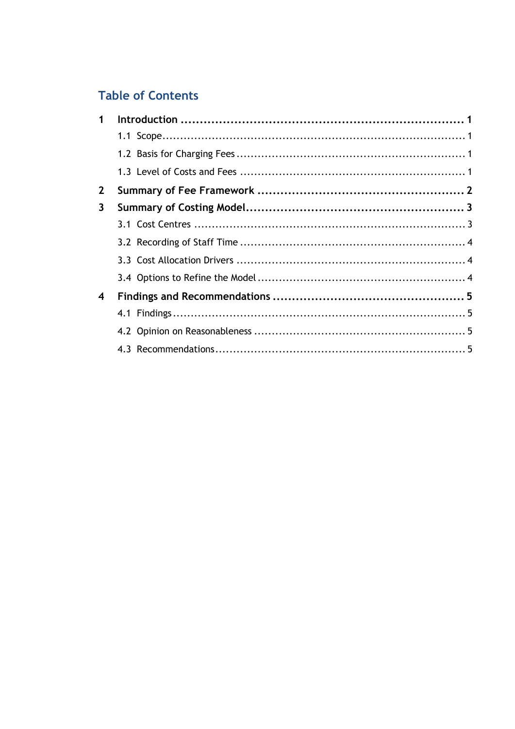## Table of Contents

**1 Introduction ........................................................................ 1**

- 1.1 Scope ........................................................................ 1
- 1.2 Basis for Charging Fees ........................................................................ 1
- 1.3 Level of Costs and Fees ........................................................................ 1

**2 Summary of Fee Framework ........................................................................ 2**

**3 Summary of Costing Model ........................................................................ 3**

- 3.1 Cost Centres ........................................................................ 3
- 3.2 Recording of Staff Time ........................................................................ 4
- 3.3 Cost Allocation Drivers ........................................................................ 4
- 3.4 Options to Refine the Model ........................................................................ 4

**4 Findings and Recommendations ........................................................................ 5**

- 4.1 Findings ........................................................................ 5
- 4.2 Opinion on Reasonableness ........................................................................ 5
- 4.3 Recommendations ........................................................................ 5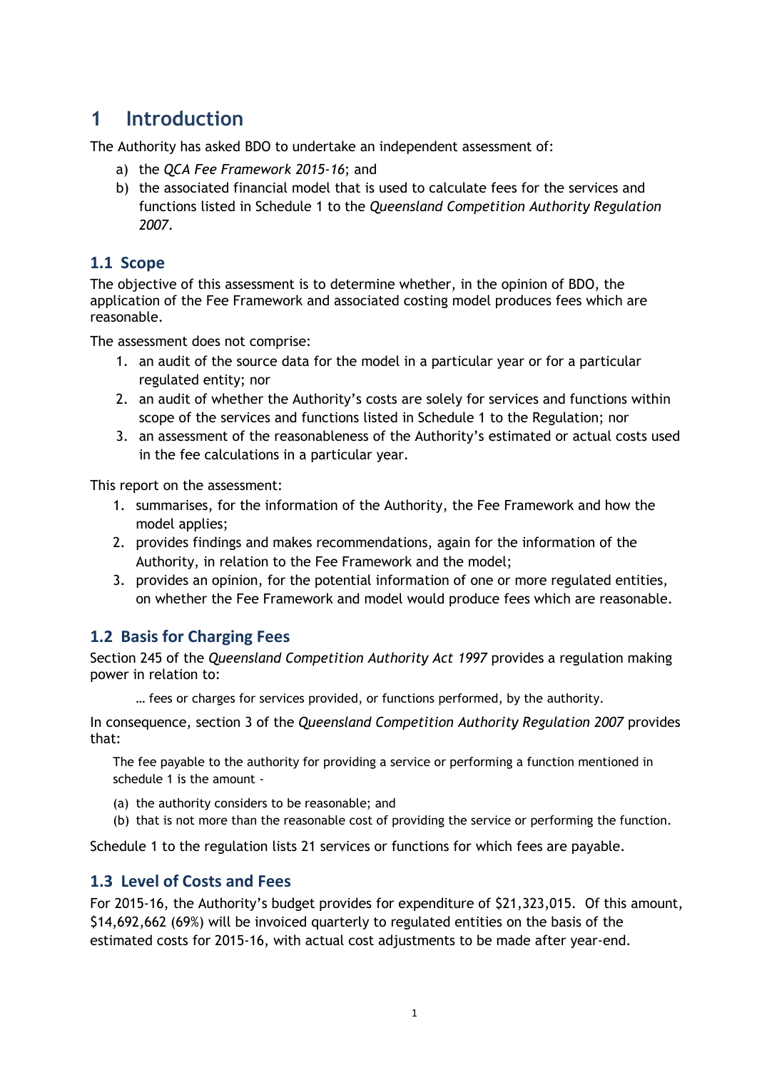# 1 Introduction

The Authority has asked BDO to undertake an independent assessment of:

a) the *QCA Fee Framework 2015-16*; and
b) the associated financial model that is used to calculate fees for the services and functions listed in Schedule 1 to the *Queensland Competition Authority Regulation 2007*.

## 1.1 Scope

The objective of this assessment is to determine whether, in the opinion of BDO, the application of the Fee Framework and associated costing model produces fees which are reasonable.

The assessment does not comprise:

1. an audit of the source data for the model in a particular year or for a particular regulated entity; nor
2. an audit of whether the Authority's costs are solely for services and functions within scope of the services and functions listed in Schedule 1 to the Regulation; nor
3. an assessment of the reasonableness of the Authority's estimated or actual costs used in the fee calculations in a particular year.

This report on the assessment:

1. summarises, for the information of the Authority, the Fee Framework and how the model applies;
2. provides findings and makes recommendations, again for the information of the Authority, in relation to the Fee Framework and the model;
3. provides an opinion, for the potential information of one or more regulated entities, on whether the Fee Framework and model would produce fees which are reasonable.

## 1.2 Basis for Charging Fees

Section 245 of the *Queensland Competition Authority Act 1997* provides a regulation making power in relation to:

> … fees or charges for services provided, or functions performed, by the authority.

In consequence, section 3 of the *Queensland Competition Authority Regulation 2007* provides that:

> The fee payable to the authority for providing a service or performing a function mentioned in schedule 1 is the amount -
>
> (a) the authority considers to be reasonable; and
> (b) that is not more than the reasonable cost of providing the service or performing the function.

Schedule 1 to the regulation lists 21 services or functions for which fees are payable.

## 1.3 Level of Costs and Fees

For 2015-16, the Authority's budget provides for expenditure of $21,323,015. Of this amount, $14,692,662 (69%) will be invoiced quarterly to regulated entities on the basis of the estimated costs for 2015-16, with actual cost adjustments to be made after year-end.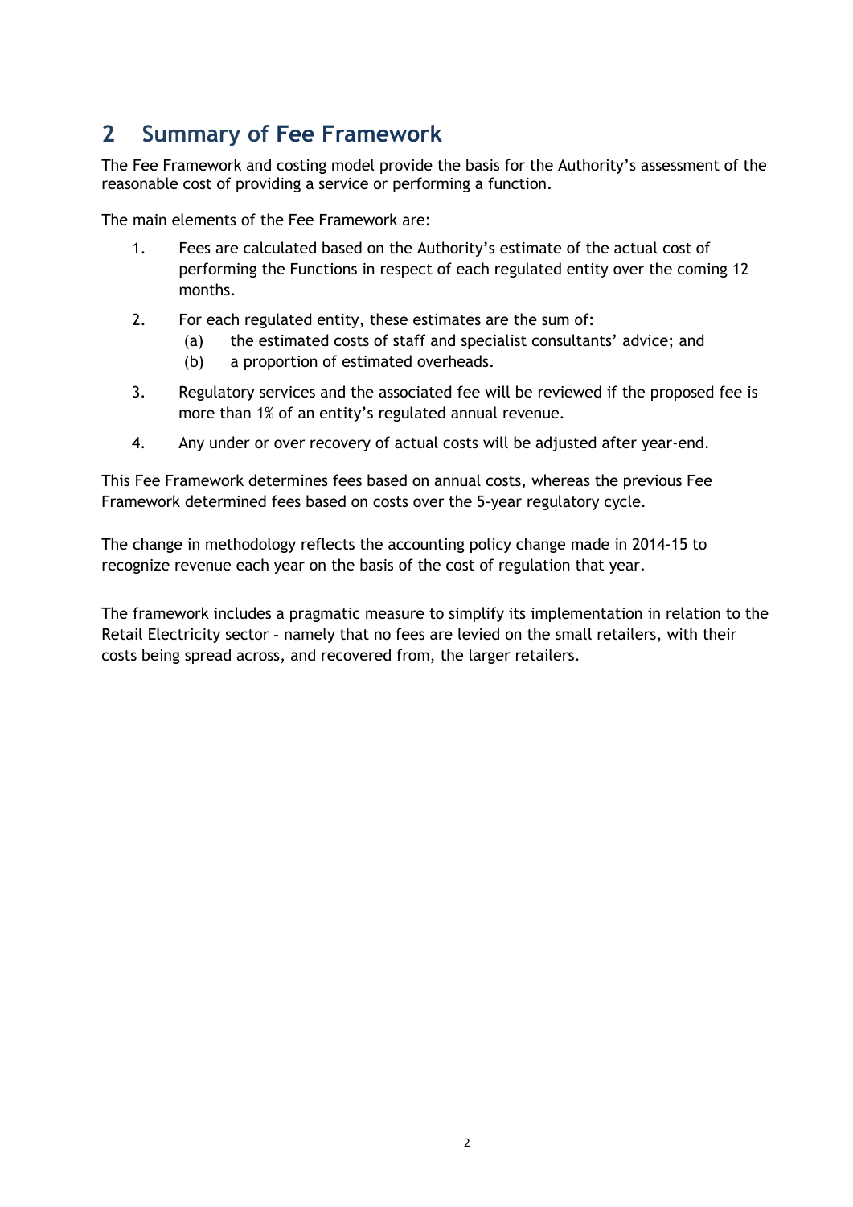## 2 Summary of Fee Framework

The Fee Framework and costing model provide the basis for the Authority's assessment of the reasonable cost of providing a service or performing a function.

The main elements of the Fee Framework are:

1. Fees are calculated based on the Authority's estimate of the actual cost of performing the Functions in respect of each regulated entity over the coming 12 months.
2. For each regulated entity, these estimates are the sum of:
   (a) the estimated costs of staff and specialist consultants' advice; and
   (b) a proportion of estimated overheads.
3. Regulatory services and the associated fee will be reviewed if the proposed fee is more than 1% of an entity's regulated annual revenue.
4. Any under or over recovery of actual costs will be adjusted after year-end.

This Fee Framework determines fees based on annual costs, whereas the previous Fee Framework determined fees based on costs over the 5-year regulatory cycle.

The change in methodology reflects the accounting policy change made in 2014-15 to recognize revenue each year on the basis of the cost of regulation that year.

The framework includes a pragmatic measure to simplify its implementation in relation to the Retail Electricity sector – namely that no fees are levied on the small retailers, with their costs being spread across, and recovered from, the larger retailers.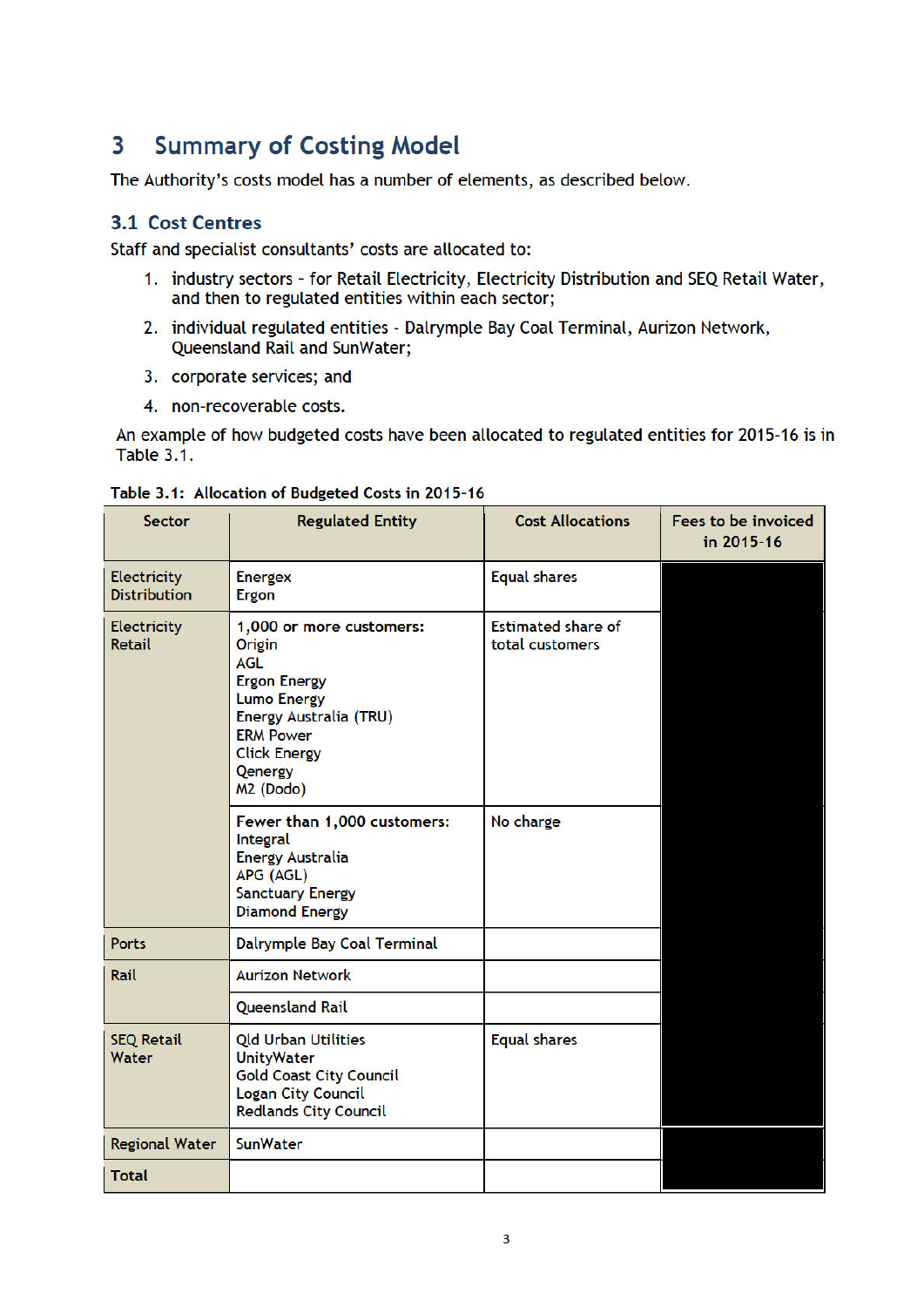# 3 Summary of Costing Model

The Authority's costs model has a number of elements, as described below.

## 3.1 Cost Centres

Staff and specialist consultants' costs are allocated to:

1. industry sectors - for Retail Electricity, Electricity Distribution and SEQ Retail Water, and then to regulated entities within each sector;
2. individual regulated entities - Dalrymple Bay Coal Terminal, Aurizon Network, Queensland Rail and SunWater;
3. corporate services; and
4. non-recoverable costs.

An example of how budgeted costs have been allocated to regulated entities for 2015-16 is in Table 3.1.

**Table 3.1: Allocation of Budgeted Costs in 2015-16**

| Sector | Regulated Entity | Cost Allocations | Fees to be invoiced in 2015-16 |
|---|---|---|---|
| Electricity Distribution | Energex<br>Ergon | Equal shares | |
| Electricity Retail | **1,000 or more customers:**<br>Origin<br>AGL<br>Ergon Energy<br>Lumo Energy<br>Energy Australia (TRU)<br>ERM Power<br>Click Energy<br>Qenergy<br>M2 (Dodo) | Estimated share of total customers | |
| | **Fewer than 1,000 customers:**<br>Integral<br>Energy Australia<br>APG (AGL)<br>Sanctuary Energy<br>Diamond Energy | No charge | |
| Ports | Dalrymple Bay Coal Terminal | | |
| Rail | Aurizon Network | | |
| | Queensland Rail | | |
| SEQ Retail Water | Qld Urban Utilities<br>UnityWater<br>Gold Coast City Council<br>Logan City Council<br>Redlands City Council | Equal shares | |
| Regional Water | SunWater | | |
| **Total** | | | |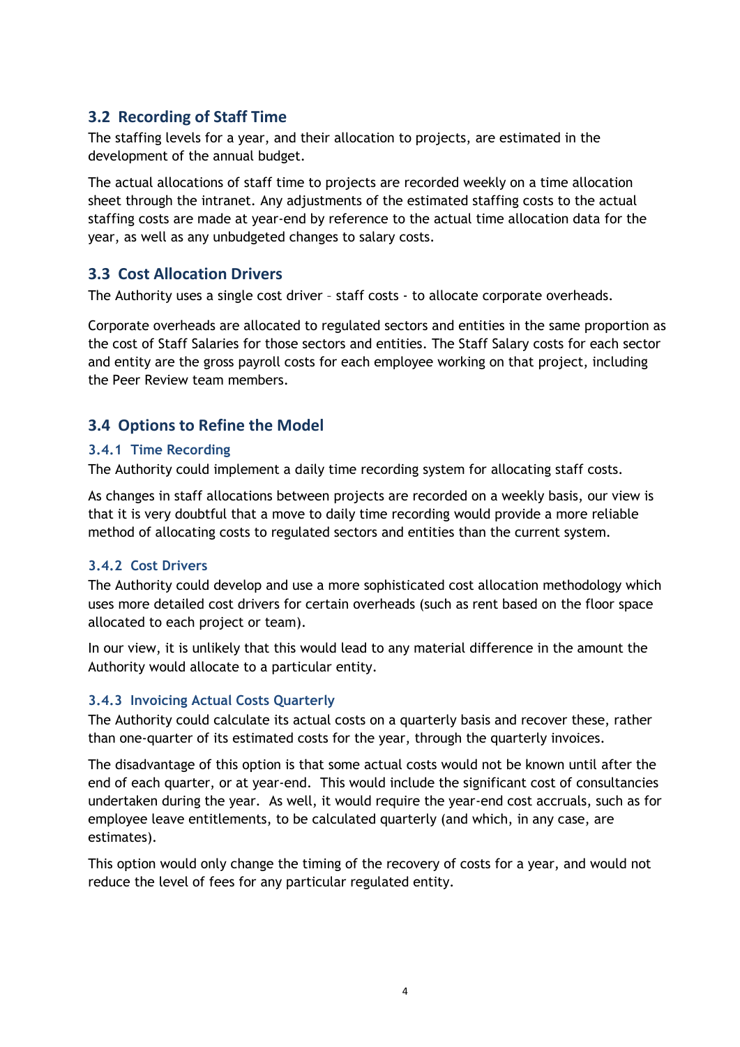## 3.2 Recording of Staff Time

The staffing levels for a year, and their allocation to projects, are estimated in the development of the annual budget.

The actual allocations of staff time to projects are recorded weekly on a time allocation sheet through the intranet. Any adjustments of the estimated staffing costs to the actual staffing costs are made at year-end by reference to the actual time allocation data for the year, as well as any unbudgeted changes to salary costs.

## 3.3 Cost Allocation Drivers

The Authority uses a single cost driver – staff costs - to allocate corporate overheads.

Corporate overheads are allocated to regulated sectors and entities in the same proportion as the cost of Staff Salaries for those sectors and entities. The Staff Salary costs for each sector and entity are the gross payroll costs for each employee working on that project, including the Peer Review team members.

## 3.4 Options to Refine the Model

### 3.4.1 Time Recording

The Authority could implement a daily time recording system for allocating staff costs.

As changes in staff allocations between projects are recorded on a weekly basis, our view is that it is very doubtful that a move to daily time recording would provide a more reliable method of allocating costs to regulated sectors and entities than the current system.

### 3.4.2 Cost Drivers

The Authority could develop and use a more sophisticated cost allocation methodology which uses more detailed cost drivers for certain overheads (such as rent based on the floor space allocated to each project or team).

In our view, it is unlikely that this would lead to any material difference in the amount the Authority would allocate to a particular entity.

### 3.4.3 Invoicing Actual Costs Quarterly

The Authority could calculate its actual costs on a quarterly basis and recover these, rather than one-quarter of its estimated costs for the year, through the quarterly invoices.

The disadvantage of this option is that some actual costs would not be known until after the end of each quarter, or at year-end. This would include the significant cost of consultancies undertaken during the year. As well, it would require the year-end cost accruals, such as for employee leave entitlements, to be calculated quarterly (and which, in any case, are estimates).

This option would only change the timing of the recovery of costs for a year, and would not reduce the level of fees for any particular regulated entity.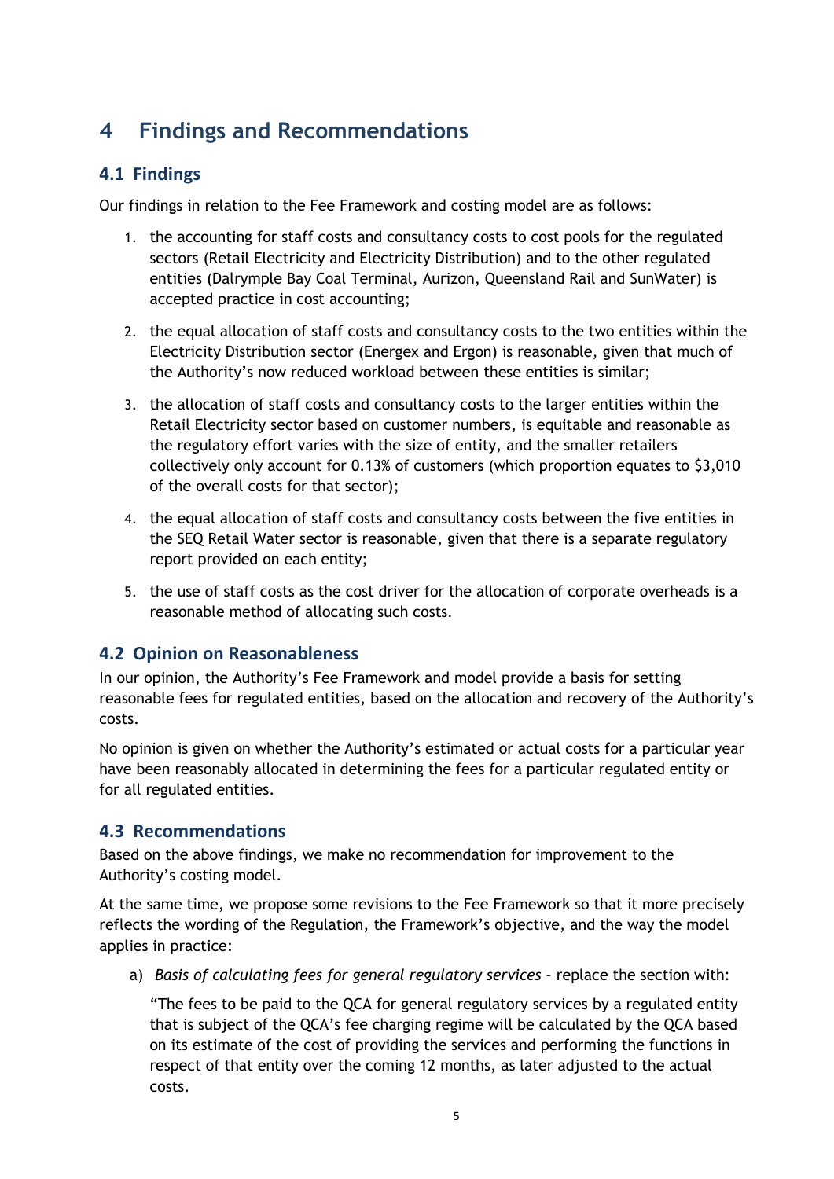# 4 Findings and Recommendations

## 4.1 Findings

Our findings in relation to the Fee Framework and costing model are as follows:

1. the accounting for staff costs and consultancy costs to cost pools for the regulated sectors (Retail Electricity and Electricity Distribution) and to the other regulated entities (Dalrymple Bay Coal Terminal, Aurizon, Queensland Rail and SunWater) is accepted practice in cost accounting;
2. the equal allocation of staff costs and consultancy costs to the two entities within the Electricity Distribution sector (Energex and Ergon) is reasonable, given that much of the Authority's now reduced workload between these entities is similar;
3. the allocation of staff costs and consultancy costs to the larger entities within the Retail Electricity sector based on customer numbers, is equitable and reasonable as the regulatory effort varies with the size of entity, and the smaller retailers collectively only account for 0.13% of customers (which proportion equates to $3,010 of the overall costs for that sector);
4. the equal allocation of staff costs and consultancy costs between the five entities in the SEQ Retail Water sector is reasonable, given that there is a separate regulatory report provided on each entity;
5. the use of staff costs as the cost driver for the allocation of corporate overheads is a reasonable method of allocating such costs.

## 4.2 Opinion on Reasonableness

In our opinion, the Authority's Fee Framework and model provide a basis for setting reasonable fees for regulated entities, based on the allocation and recovery of the Authority's costs.

No opinion is given on whether the Authority's estimated or actual costs for a particular year have been reasonably allocated in determining the fees for a particular regulated entity or for all regulated entities.

## 4.3 Recommendations

Based on the above findings, we make no recommendation for improvement to the Authority's costing model.

At the same time, we propose some revisions to the Fee Framework so that it more precisely reflects the wording of the Regulation, the Framework's objective, and the way the model applies in practice:

a) *Basis of calculating fees for general regulatory services* – replace the section with:

"The fees to be paid to the QCA for general regulatory services by a regulated entity that is subject of the QCA's fee charging regime will be calculated by the QCA based on its estimate of the cost of providing the services and performing the functions in respect of that entity over the coming 12 months, as later adjusted to the actual costs.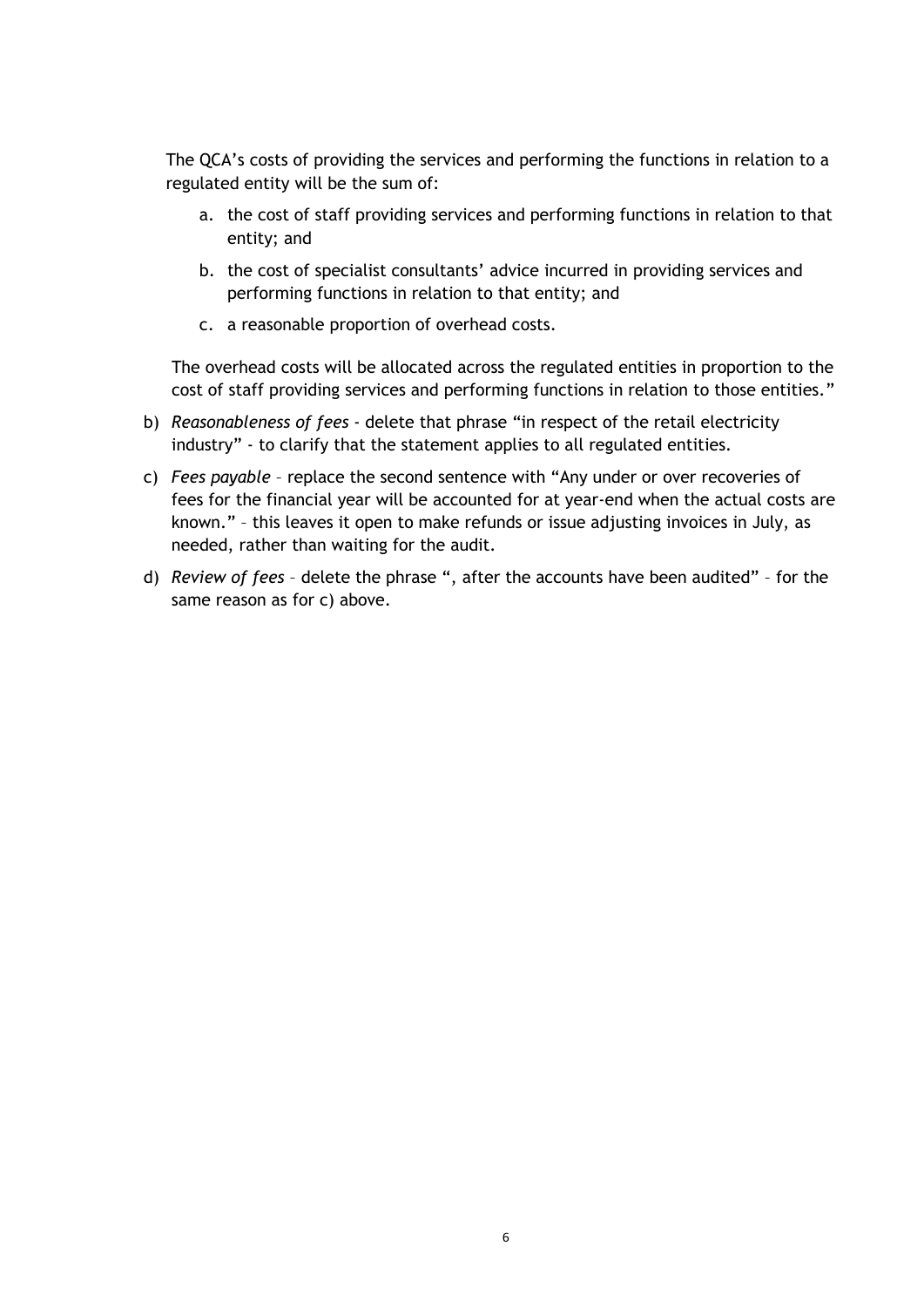The QCA's costs of providing the services and performing the functions in relation to a regulated entity will be the sum of:

a. the cost of staff providing services and performing functions in relation to that entity; and

b. the cost of specialist consultants' advice incurred in providing services and performing functions in relation to that entity; and

c. a reasonable proportion of overhead costs.

The overhead costs will be allocated across the regulated entities in proportion to the cost of staff providing services and performing functions in relation to those entities."

b) *Reasonableness of fees* - delete that phrase "in respect of the retail electricity industry" - to clarify that the statement applies to all regulated entities.

c) *Fees payable* – replace the second sentence with "Any under or over recoveries of fees for the financial year will be accounted for at year-end when the actual costs are known." – this leaves it open to make refunds or issue adjusting invoices in July, as needed, rather than waiting for the audit.

d) *Review of fees* – delete the phrase ", after the accounts have been audited" – for the same reason as for c) above.